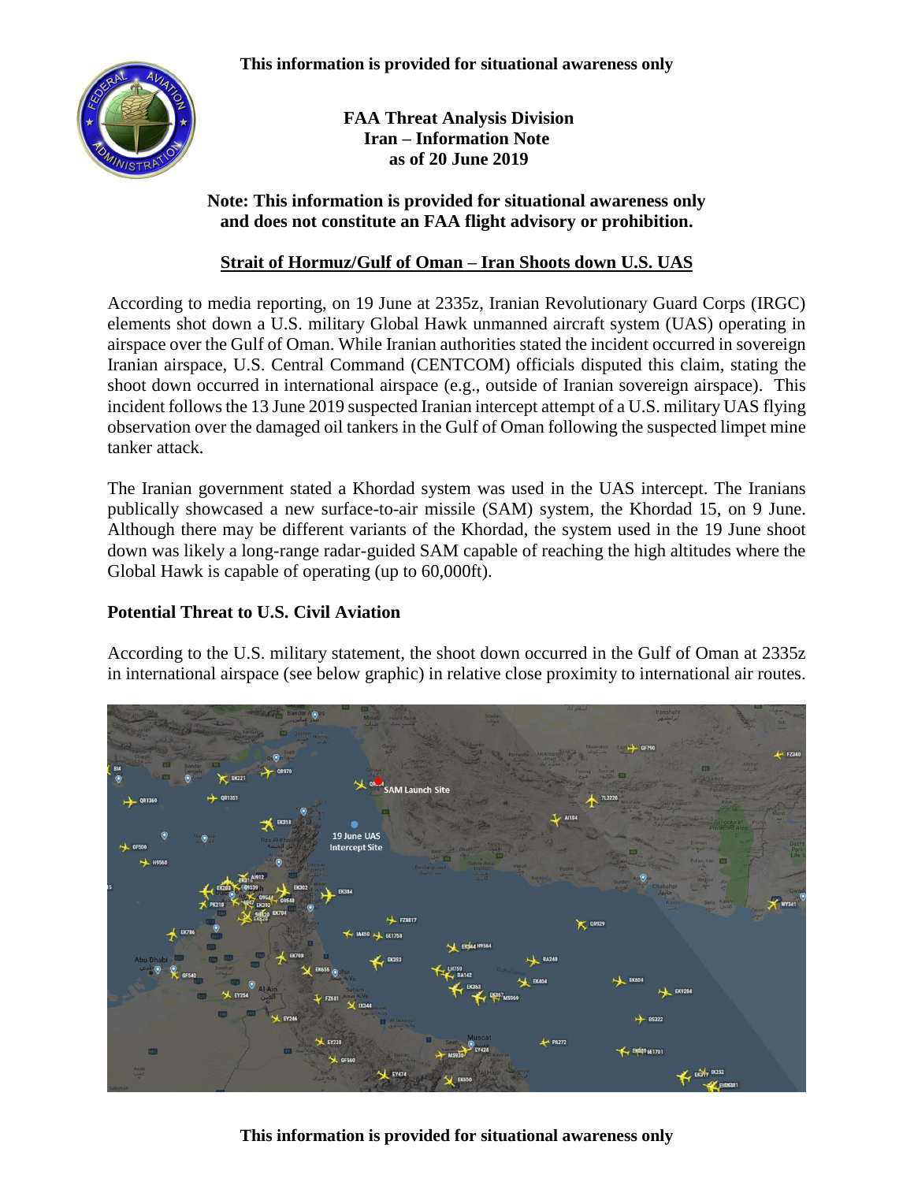**This information is provided for situational awareness only**

**FAA Threat Analysis Division**
**Iran – Information Note**
**as of 20 June 2019**

**Note: This information is provided for situational awareness only and does not constitute an FAA flight advisory or prohibition.**

## Strait of Hormuz/Gulf of Oman – Iran Shoots down U.S. UAS

According to media reporting, on 19 June at 2335z, Iranian Revolutionary Guard Corps (IRGC) elements shot down a U.S. military Global Hawk unmanned aircraft system (UAS) operating in airspace over the Gulf of Oman. While Iranian authorities stated the incident occurred in sovereign Iranian airspace, U.S. Central Command (CENTCOM) officials disputed this claim, stating the shoot down occurred in international airspace (e.g., outside of Iranian sovereign airspace). This incident follows the 13 June 2019 suspected Iranian intercept attempt of a U.S. military UAS flying observation over the damaged oil tankers in the Gulf of Oman following the suspected limpet mine tanker attack.

The Iranian government stated a Khordad system was used in the UAS intercept. The Iranians publically showcased a new surface-to-air missile (SAM) system, the Khordad 15, on 9 June. Although there may be different variants of the Khordad, the system used in the 19 June shoot down was likely a long-range radar-guided SAM capable of reaching the high altitudes where the Global Hawk is capable of operating (up to 60,000ft).

### Potential Threat to U.S. Civil Aviation

According to the U.S. military statement, the shoot down occurred in the Gulf of Oman at 2335z in international airspace (see below graphic) in relative close proximity to international air routes.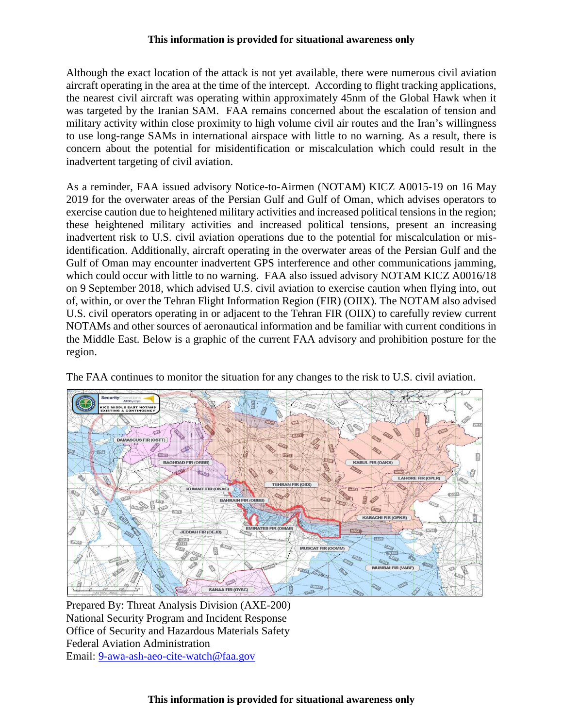Although the exact location of the attack is not yet available, there were numerous civil aviation aircraft operating in the area at the time of the intercept. According to flight tracking applications, the nearest civil aircraft was operating within approximately 45nm of the Global Hawk when it was targeted by the Iranian SAM. FAA remains concerned about the escalation of tension and military activity within close proximity to high volume civil air routes and the Iran's willingness to use long-range SAMs in international airspace with little to no warning. As a result, there is concern about the potential for misidentification or miscalculation which could result in the inadvertent targeting of civil aviation.

As a reminder, FAA issued advisory Notice-to-Airmen (NOTAM) KICZ A0015-19 on 16 May 2019 for the overwater areas of the Persian Gulf and Gulf of Oman, which advises operators to exercise caution due to heightened military activities and increased political tensions in the region; these heightened military activities and increased political tensions, present an increasing inadvertent risk to U.S. civil aviation operations due to the potential for miscalculation or mis-identification. Additionally, aircraft operating in the overwater areas of the Persian Gulf and the Gulf of Oman may encounter inadvertent GPS interference and other communications jamming, which could occur with little to no warning. FAA also issued advisory NOTAM KICZ A0016/18 on 9 September 2018, which advised U.S. civil aviation to exercise caution when flying into, out of, within, or over the Tehran Flight Information Region (FIR) (OIIX). The NOTAM also advised U.S. civil operators operating in or adjacent to the Tehran FIR (OIIX) to carefully review current NOTAMs and other sources of aeronautical information and be familiar with current conditions in the Middle East. Below is a graphic of the current FAA advisory and prohibition posture for the region.

The FAA continues to monitor the situation for any changes to the risk to U.S. civil aviation.

Security Operations
ATOSysOps
KICZ MIDDLE EAST NOTAMS
EXISTING & CONTINGENCY

DAMASCUS FIR (OSTT)
BAGHDAD FIR (ORBB)
KUWAIT FIR (OKAC)
BAHRAIN FIR (OBBB)
TEHRAN FIR (OIIX)
KABUL FIR (OAKX)
LAHORE FIR (OPLR)
KARACHI FIR (OPKR)
EMIRATES FIR (OMAE)
JEDDAH FIR (OEJD)
MUSCAT FIR (OOMM)
MUMBAI FIR (VABF)
SANAA FIR (OYSC)

Prepared By: Threat Analysis Division (AXE-200)
National Security Program and Incident Response
Office of Security and Hazardous Materials Safety
Federal Aviation Administration
Email: 9-awa-ash-aeo-cite-watch@faa.gov